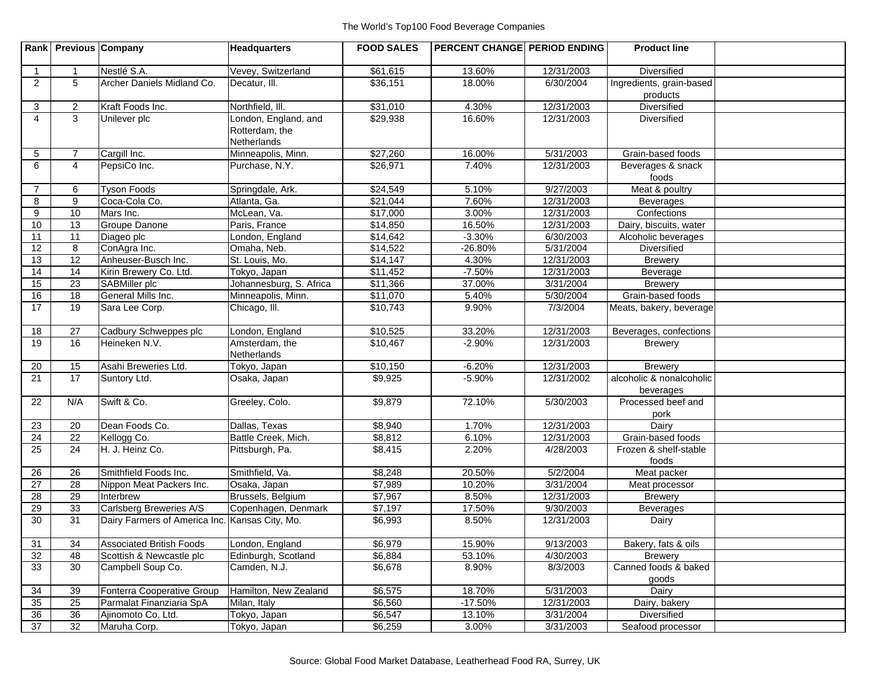# The World's Top100 Food Beverage Companies

| Rank | Previous | Company | Headquarters | FOOD SALES | PERCENT CHANGE | PERIOD ENDING | Product line | |
|---|---|---|---|---|---|---|---|---|
| 1 | 1 | Nestlé S.A. | Vevey, Switzerland | $61,615 | 13.60% | 12/31/2003 | Diversified | |
| 2 | 5 | Archer Daniels Midland Co. | Decatur, Ill. | $36,151 | 18.00% | 6/30/2004 | Ingredients, grain-based products | |
| 3 | 2 | Kraft Foods Inc. | Northfield, Ill. | $31,010 | 4.30% | 12/31/2003 | Diversified | |
| 4 | 3 | Unilever plc | London, England, and Rotterdam, the Netherlands | $29,938 | 16.60% | 12/31/2003 | Diversified | |
| 5 | 7 | Cargill Inc. | Minneapolis, Minn. | $27,260 | 16.00% | 5/31/2003 | Grain-based foods | |
| 6 | 4 | PepsiCo Inc. | Purchase, N.Y. | $26,971 | 7.40% | 12/31/2003 | Beverages & snack foods | |
| 7 | 6 | Tyson Foods | Springdale, Ark. | $24,549 | 5.10% | 9/27/2003 | Meat & poultry | |
| 8 | 9 | Coca-Cola Co. | Atlanta, Ga. | $21,044 | 7.60% | 12/31/2003 | Beverages | |
| 9 | 10 | Mars Inc. | McLean, Va. | $17,000 | 3.00% | 12/31/2003 | Confections | |
| 10 | 13 | Groupe Danone | Paris, France | $14,850 | 16.50% | 12/31/2003 | Dairy, biscuits, water | |
| 11 | 11 | Diageo plc | London, England | $14,642 | -3.30% | 6/30/2003 | Alcoholic beverages | |
| 12 | 8 | ConAgra Inc. | Omaha, Neb. | $14,522 | -26.80% | 5/31/2004 | Diversified | |
| 13 | 12 | Anheuser-Busch Inc. | St. Louis, Mo. | $14,147 | 4.30% | 12/31/2003 | Brewery | |
| 14 | 14 | Kirin Brewery Co. Ltd. | Tokyo, Japan | $11,452 | -7.50% | 12/31/2003 | Beverage | |
| 15 | 23 | SABMiller plc | Johannesburg, S. Africa | $11,366 | 37.00% | 3/31/2004 | Brewery | |
| 16 | 18 | General Mills Inc. | Minneapolis, Minn. | $11,070 | 5.40% | 5/30/2004 | Grain-based foods | |
| 17 | 19 | Sara Lee Corp. | Chicago, Ill. | $10,743 | 9.90% | 7/3/2004 | Meats, bakery, beverage | |
| 18 | 27 | Cadbury Schweppes plc | London, England | $10,525 | 33.20% | 12/31/2003 | Beverages, confections | |
| 19 | 16 | Heineken N.V. | Amsterdam, the Netherlands | $10,467 | -2.90% | 12/31/2003 | Brewery | |
| 20 | 15 | Asahi Breweries Ltd. | Tokyo, Japan | $10,150 | -6.20% | 12/31/2003 | Brewery | |
| 21 | 17 | Suntory Ltd. | Osaka, Japan | $9,925 | -5.90% | 12/31/2002 | alcoholic & nonalcoholic beverages | |
| 22 | N/A | Swift & Co. | Greeley, Colo. | $9,879 | 72.10% | 5/30/2003 | Processed beef and pork | |
| 23 | 20 | Dean Foods Co. | Dallas, Texas | $8,940 | 1.70% | 12/31/2003 | Dairy | |
| 24 | 22 | Kellogg Co. | Battle Creek, Mich. | $8,812 | 6.10% | 12/31/2003 | Grain-based foods | |
| 25 | 24 | H. J. Heinz Co. | Pittsburgh, Pa. | $8,415 | 2.20% | 4/28/2003 | Frozen & shelf-stable foods | |
| 26 | 26 | Smithfield Foods Inc. | Smithfield, Va. | $8,248 | 20.50% | 5/2/2004 | Meat packer | |
| 27 | 28 | Nippon Meat Packers Inc. | Osaka, Japan | $7,989 | 10.20% | 3/31/2004 | Meat processor | |
| 28 | 29 | Interbrew | Brussels, Belgium | $7,967 | 8.50% | 12/31/2003 | Brewery | |
| 29 | 33 | Carlsberg Breweries A/S | Copenhagen, Denmark | $7,197 | 17.50% | 9/30/2003 | Beverages | |
| 30 | 31 | Dairy Farmers of America Inc. | Kansas City, Mo. | $6,993 | 8.50% | 12/31/2003 | Dairy | |
| 31 | 34 | Associated British Foods | London, England | $6,979 | 15.90% | 9/13/2003 | Bakery, fats & oils | |
| 32 | 48 | Scottish & Newcastle plc | Edinburgh, Scotland | $6,884 | 53.10% | 4/30/2003 | Brewery | |
| 33 | 30 | Campbell Soup Co. | Camden, N.J. | $6,678 | 8.90% | 8/3/2003 | Canned foods & baked goods | |
| 34 | 39 | Fonterra Cooperative Group | Hamilton, New Zealand | $6,575 | 18.70% | 5/31/2003 | Dairy | |
| 35 | 25 | Parmalat Finanziaria SpA | Milan, Italy | $6,560 | -17.50% | 12/31/2003 | Dairy, bakery | |
| 36 | 36 | Ajinomoto Co. Ltd. | Tokyo, Japan | $6,547 | 13.10% | 3/31/2004 | Diversified | |
| 37 | 32 | Maruha Corp. | Tokyo, Japan | $6,259 | 3.00% | 3/31/2003 | Seafood processor | |

Source: Global Food Market Database, Leatherhead Food RA, Surrey, UK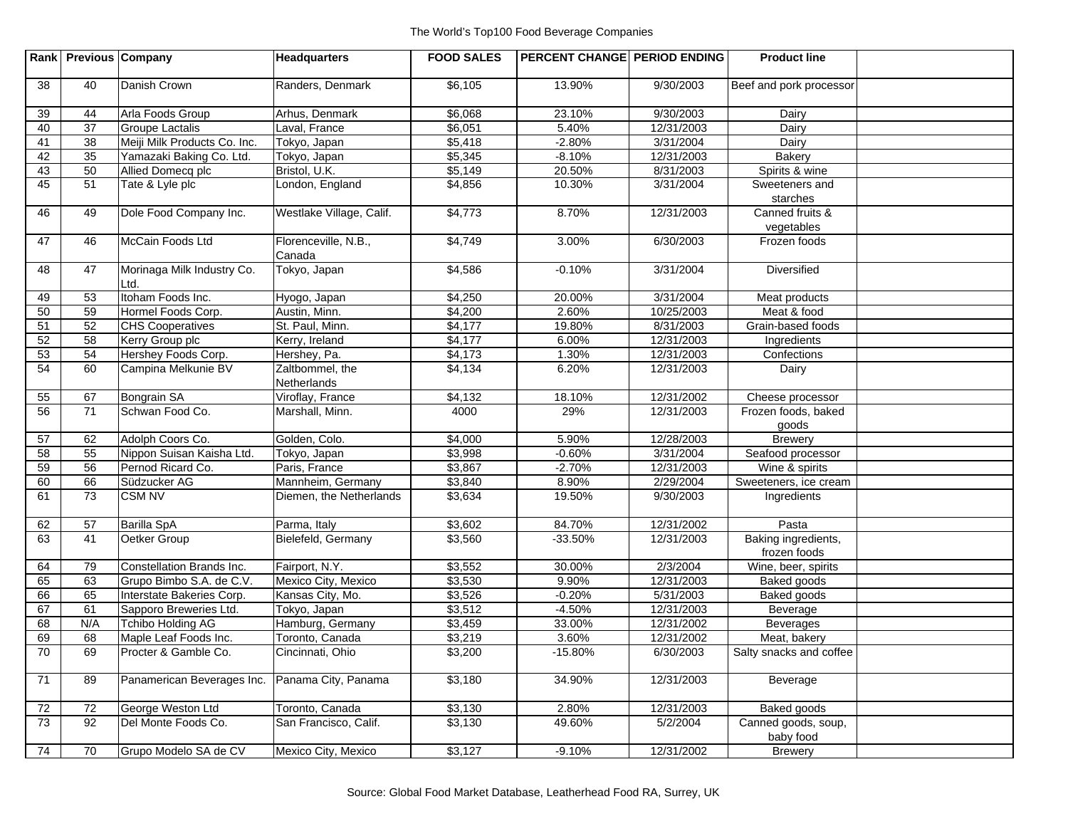The World's Top100 Food Beverage Companies

| Rank | Previous | Company | Headquarters | FOOD SALES | PERCENT CHANGE | PERIOD ENDING | Product line | |
|---|---|---|---|---|---|---|---|---|
| 38 | 40 | Danish Crown | Randers, Denmark | $6,105 | 13.90% | 9/30/2003 | Beef and pork processor | |
| 39 | 44 | Arla Foods Group | Arhus, Denmark | $6,068 | 23.10% | 9/30/2003 | Dairy | |
| 40 | 37 | Groupe Lactalis | Laval, France | $6,051 | 5.40% | 12/31/2003 | Dairy | |
| 41 | 38 | Meiji Milk Products Co. Inc. | Tokyo, Japan | $5,418 | -2.80% | 3/31/2004 | Dairy | |
| 42 | 35 | Yamazaki Baking Co. Ltd. | Tokyo, Japan | $5,345 | -8.10% | 12/31/2003 | Bakery | |
| 43 | 50 | Allied Domecq plc | Bristol, U.K. | $5,149 | 20.50% | 8/31/2003 | Spirits & wine | |
| 45 | 51 | Tate & Lyle plc | London, England | $4,856 | 10.30% | 3/31/2004 | Sweeteners and starches | |
| 46 | 49 | Dole Food Company Inc. | Westlake Village, Calif. | $4,773 | 8.70% | 12/31/2003 | Canned fruits & vegetables | |
| 47 | 46 | McCain Foods Ltd | Florenceville, N.B., Canada | $4,749 | 3.00% | 6/30/2003 | Frozen foods | |
| 48 | 47 | Morinaga Milk Industry Co. Ltd. | Tokyo, Japan | $4,586 | -0.10% | 3/31/2004 | Diversified | |
| 49 | 53 | Itoham Foods Inc. | Hyogo, Japan | $4,250 | 20.00% | 3/31/2004 | Meat products | |
| 50 | 59 | Hormel Foods Corp. | Austin, Minn. | $4,200 | 2.60% | 10/25/2003 | Meat & food | |
| 51 | 52 | CHS Cooperatives | St. Paul, Minn. | $4,177 | 19.80% | 8/31/2003 | Grain-based foods | |
| 52 | 58 | Kerry Group plc | Kerry, Ireland | $4,177 | 6.00% | 12/31/2003 | Ingredients | |
| 53 | 54 | Hershey Foods Corp. | Hershey, Pa. | $4,173 | 1.30% | 12/31/2003 | Confections | |
| 54 | 60 | Campina Melkunie BV | Zaltbommel, the Netherlands | $4,134 | 6.20% | 12/31/2003 | Dairy | |
| 55 | 67 | Bongrain SA | Viroflay, France | $4,132 | 18.10% | 12/31/2002 | Cheese processor | |
| 56 | 71 | Schwan Food Co. | Marshall, Minn. | 4000 | 29% | 12/31/2003 | Frozen foods, baked goods | |
| 57 | 62 | Adolph Coors Co. | Golden, Colo. | $4,000 | 5.90% | 12/28/2003 | Brewery | |
| 58 | 55 | Nippon Suisan Kaisha Ltd. | Tokyo, Japan | $3,998 | -0.60% | 3/31/2004 | Seafood processor | |
| 59 | 56 | Pernod Ricard Co. | Paris, France | $3,867 | -2.70% | 12/31/2003 | Wine & spirits | |
| 60 | 66 | Südzucker AG | Mannheim, Germany | $3,840 | 8.90% | 2/29/2004 | Sweeteners, ice cream | |
| 61 | 73 | CSM NV | Diemen, the Netherlands | $3,634 | 19.50% | 9/30/2003 | Ingredients | |
| 62 | 57 | Barilla SpA | Parma, Italy | $3,602 | 84.70% | 12/31/2002 | Pasta | |
| 63 | 41 | Oetker Group | Bielefeld, Germany | $3,560 | -33.50% | 12/31/2003 | Baking ingredients, frozen foods | |
| 64 | 79 | Constellation Brands Inc. | Fairport, N.Y. | $3,552 | 30.00% | 2/3/2004 | Wine, beer, spirits | |
| 65 | 63 | Grupo Bimbo S.A. de C.V. | Mexico City, Mexico | $3,530 | 9.90% | 12/31/2003 | Baked goods | |
| 66 | 65 | Interstate Bakeries Corp. | Kansas City, Mo. | $3,526 | -0.20% | 5/31/2003 | Baked goods | |
| 67 | 61 | Sapporo Breweries Ltd. | Tokyo, Japan | $3,512 | -4.50% | 12/31/2003 | Beverage | |
| 68 | N/A | Tchibo Holding AG | Hamburg, Germany | $3,459 | 33.00% | 12/31/2002 | Beverages | |
| 69 | 68 | Maple Leaf Foods Inc. | Toronto, Canada | $3,219 | 3.60% | 12/31/2002 | Meat, bakery | |
| 70 | 69 | Procter & Gamble Co. | Cincinnati, Ohio | $3,200 | -15.80% | 6/30/2003 | Salty snacks and coffee | |
| 71 | 89 | Panamerican Beverages Inc. | Panama City, Panama | $3,180 | 34.90% | 12/31/2003 | Beverage | |
| 72 | 72 | George Weston Ltd | Toronto, Canada | $3,130 | 2.80% | 12/31/2003 | Baked goods | |
| 73 | 92 | Del Monte Foods Co. | San Francisco, Calif. | $3,130 | 49.60% | 5/2/2004 | Canned goods, soup, baby food | |
| 74 | 70 | Grupo Modelo SA de CV | Mexico City, Mexico | $3,127 | -9.10% | 12/31/2002 | Brewery | |

Source: Global Food Market Database, Leatherhead Food RA, Surrey, UK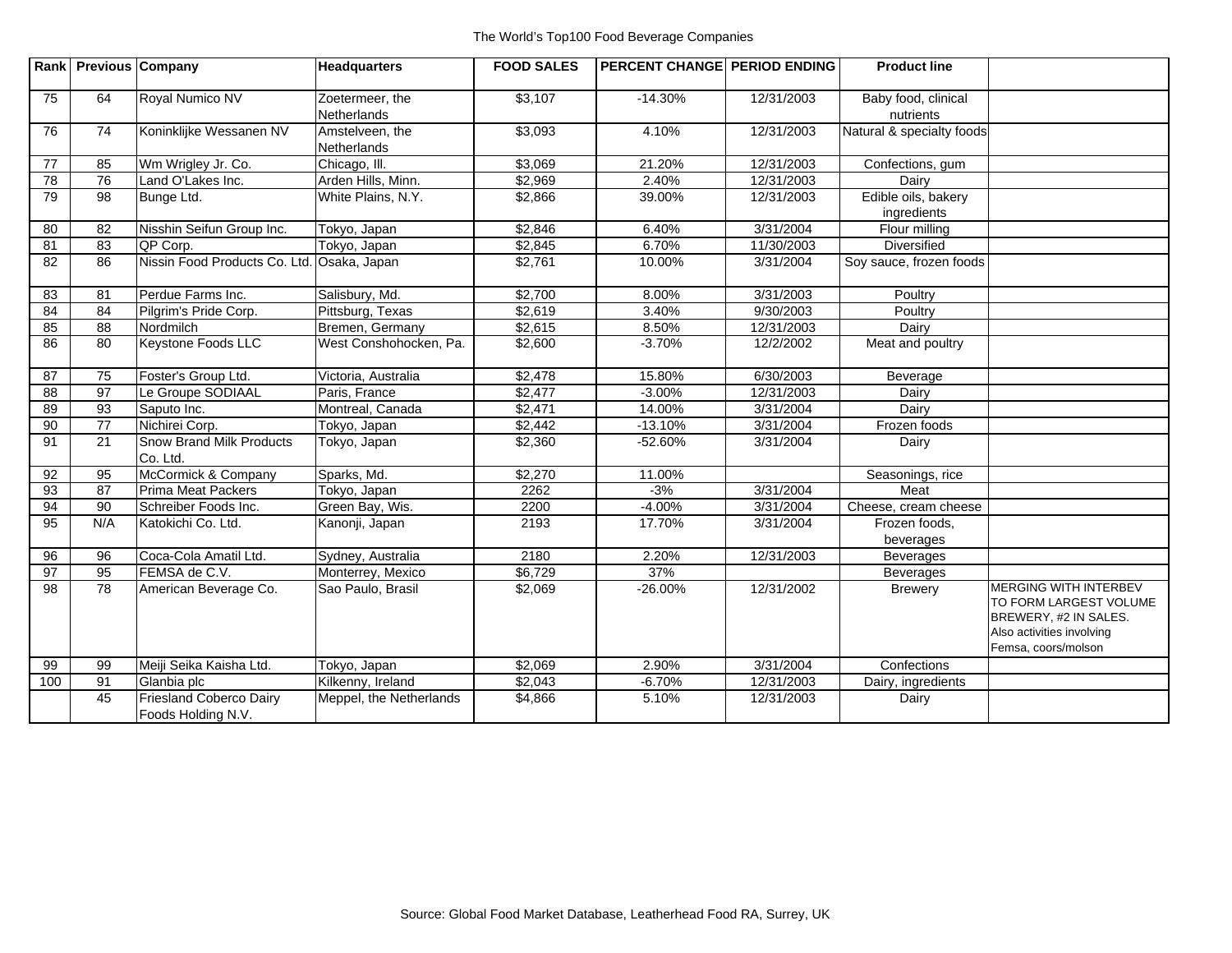The World's Top100 Food Beverage Companies

| Rank | Previous | Company | Headquarters | FOOD SALES | PERCENT CHANGE | PERIOD ENDING | Product line | |
|---|---|---|---|---|---|---|---|---|
| 75 | 64 | Royal Numico NV | Zoetermeer, the Netherlands | $3,107 | -14.30% | 12/31/2003 | Baby food, clinical nutrients | |
| 76 | 74 | Koninklijke Wessanen NV | Amstelveen, the Netherlands | $3,093 | 4.10% | 12/31/2003 | Natural & specialty foods | |
| 77 | 85 | Wm Wrigley Jr. Co. | Chicago, Ill. | $3,069 | 21.20% | 12/31/2003 | Confections, gum | |
| 78 | 76 | Land O'Lakes Inc. | Arden Hills, Minn. | $2,969 | 2.40% | 12/31/2003 | Dairy | |
| 79 | 98 | Bunge Ltd. | White Plains, N.Y. | $2,866 | 39.00% | 12/31/2003 | Edible oils, bakery ingredients | |
| 80 | 82 | Nisshin Seifun Group Inc. | Tokyo, Japan | $2,846 | 6.40% | 3/31/2004 | Flour milling | |
| 81 | 83 | QP Corp. | Tokyo, Japan | $2,845 | 6.70% | 11/30/2003 | Diversified | |
| 82 | 86 | Nissin Food Products Co. Ltd. | Osaka, Japan | $2,761 | 10.00% | 3/31/2004 | Soy sauce, frozen foods | |
| 83 | 81 | Perdue Farms Inc. | Salisbury, Md. | $2,700 | 8.00% | 3/31/2003 | Poultry | |
| 84 | 84 | Pilgrim's Pride Corp. | Pittsburg, Texas | $2,619 | 3.40% | 9/30/2003 | Poultry | |
| 85 | 88 | Nordmilch | Bremen, Germany | $2,615 | 8.50% | 12/31/2003 | Dairy | |
| 86 | 80 | Keystone Foods LLC | West Conshohocken, Pa. | $2,600 | -3.70% | 12/2/2002 | Meat and poultry | |
| 87 | 75 | Foster's Group Ltd. | Victoria, Australia | $2,478 | 15.80% | 6/30/2003 | Beverage | |
| 88 | 97 | Le Groupe SODIAAL | Paris, France | $2,477 | -3.00% | 12/31/2003 | Dairy | |
| 89 | 93 | Saputo Inc. | Montreal, Canada | $2,471 | 14.00% | 3/31/2004 | Dairy | |
| 90 | 77 | Nichirei Corp. | Tokyo, Japan | $2,442 | -13.10% | 3/31/2004 | Frozen foods | |
| 91 | 21 | Snow Brand Milk Products Co. Ltd. | Tokyo, Japan | $2,360 | -52.60% | 3/31/2004 | Dairy | |
| 92 | 95 | McCormick & Company | Sparks, Md. | $2,270 | 11.00% | | Seasonings, rice | |
| 93 | 87 | Prima Meat Packers | Tokyo, Japan | 2262 | -3% | 3/31/2004 | Meat | |
| 94 | 90 | Schreiber Foods Inc. | Green Bay, Wis. | 2200 | -4.00% | 3/31/2004 | Cheese, cream cheese | |
| 95 | N/A | Katokichi Co. Ltd. | Kanonji, Japan | 2193 | 17.70% | 3/31/2004 | Frozen foods, beverages | |
| 96 | 96 | Coca-Cola Amatil Ltd. | Sydney, Australia | 2180 | 2.20% | 12/31/2003 | Beverages | |
| 97 | 95 | FEMSA de C.V. | Monterrey, Mexico | $6,729 | 37% | | Beverages | |
| 98 | 78 | American Beverage Co. | Sao Paulo, Brasil | $2,069 | -26.00% | 12/31/2002 | Brewery | MERGING WITH INTERBEV TO FORM LARGEST VOLUME BREWERY, #2 IN SALES. Also activities involving Femsa, coors/molson |
| 99 | 99 | Meiji Seika Kaisha Ltd. | Tokyo, Japan | $2,069 | 2.90% | 3/31/2004 | Confections | |
| 100 | 91 | Glanbia plc | Kilkenny, Ireland | $2,043 | -6.70% | 12/31/2003 | Dairy, ingredients | |
| | 45 | Friesland Coberco Dairy Foods Holding N.V. | Meppel, the Netherlands | $4,866 | 5.10% | 12/31/2003 | Dairy | |

Source: Global Food Market Database, Leatherhead Food RA, Surrey, UK